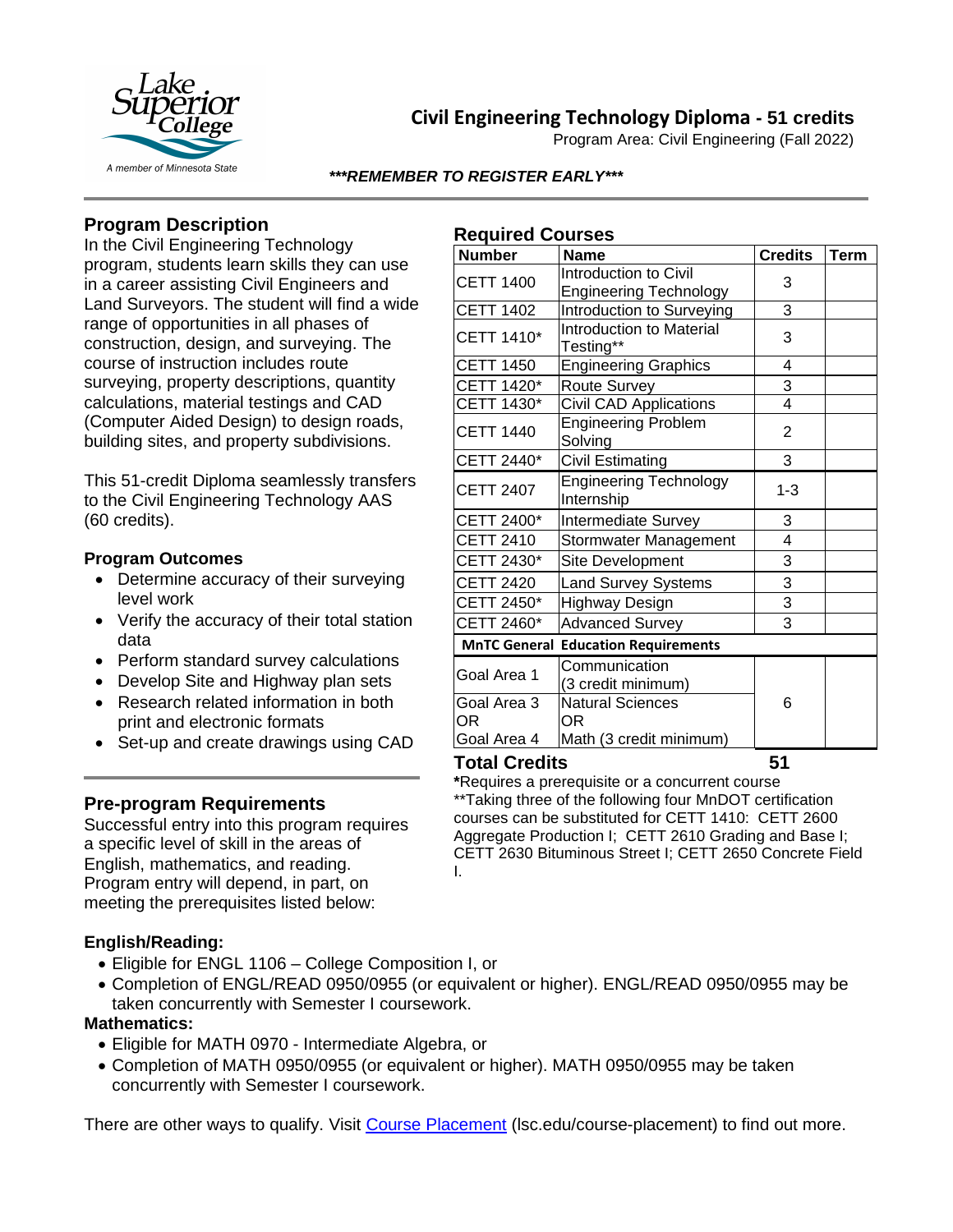# Civil Engineering Technology Diploma - 51 credits

Program Area: Civil Engineering (Fall 2022)

***REMEMBER TO REGISTER EARLY***

## Program Description

In the Civil Engineering Technology program, students learn skills they can use in a career assisting Civil Engineers and Land Surveyors. The student will find a wide range of opportunities in all phases of construction, design, and surveying. The course of instruction includes route surveying, property descriptions, quantity calculations, material testings and CAD (Computer Aided Design) to design roads, building sites, and property subdivisions.

This 51-credit Diploma seamlessly transfers to the Civil Engineering Technology AAS (60 credits).

### Program Outcomes

- Determine accuracy of their surveying level work
- Verify the accuracy of their total station data
- Perform standard survey calculations
- Develop Site and Highway plan sets
- Research related information in both print and electronic formats
- Set-up and create drawings using CAD

## Required Courses

| Number | Name | Credits | Term |
|---|---|---|---|
| CETT 1400 | Introduction to Civil Engineering Technology | 3 | |
| CETT 1402 | Introduction to Surveying | 3 | |
| CETT 1410* | Introduction to Material Testing** | 3 | |
| CETT 1450 | Engineering Graphics | 4 | |
| CETT 1420* | Route Survey | 3 | |
| CETT 1430* | Civil CAD Applications | 4 | |
| CETT 1440 | Engineering Problem Solving | 2 | |
| CETT 2440* | Civil Estimating | 3 | |
| CETT 2407 | Engineering Technology Internship | 1-3 | |
| CETT 2400* | Intermediate Survey | 3 | |
| CETT 2410 | Stormwater Management | 4 | |
| CETT 2430* | Site Development | 3 | |
| CETT 2420 | Land Survey Systems | 3 | |
| CETT 2450* | Highway Design | 3 | |
| CETT 2460* | Advanced Survey | 3 | |
| **MnTC General Education Requirements** | | | |
| Goal Area 1 | Communication (3 credit minimum) | 6 | |
| Goal Area 3 OR Goal Area 4 | Natural Sciences OR Math (3 credit minimum) | | |
| **Total Credits** | | **51** | |

***Requires a prerequisite or a concurrent course**

**Taking three of the following four MnDOT certification courses can be substituted for CETT 1410: CETT 2600 Aggregate Production I; CETT 2610 Grading and Base I; CETT 2630 Bituminous Street I; CETT 2650 Concrete Field I.

## Pre-program Requirements

Successful entry into this program requires a specific level of skill in the areas of English, mathematics, and reading. Program entry will depend, in part, on meeting the prerequisites listed below:

### English/Reading:

- Eligible for ENGL 1106 – College Composition I, or
- Completion of ENGL/READ 0950/0955 (or equivalent or higher). ENGL/READ 0950/0955 may be taken concurrently with Semester I coursework.

### Mathematics:

- Eligible for MATH 0970 - Intermediate Algebra, or
- Completion of MATH 0950/0955 (or equivalent or higher). MATH 0950/0955 may be taken concurrently with Semester I coursework.

There are other ways to qualify. Visit Course Placement (lsc.edu/course-placement) to find out more.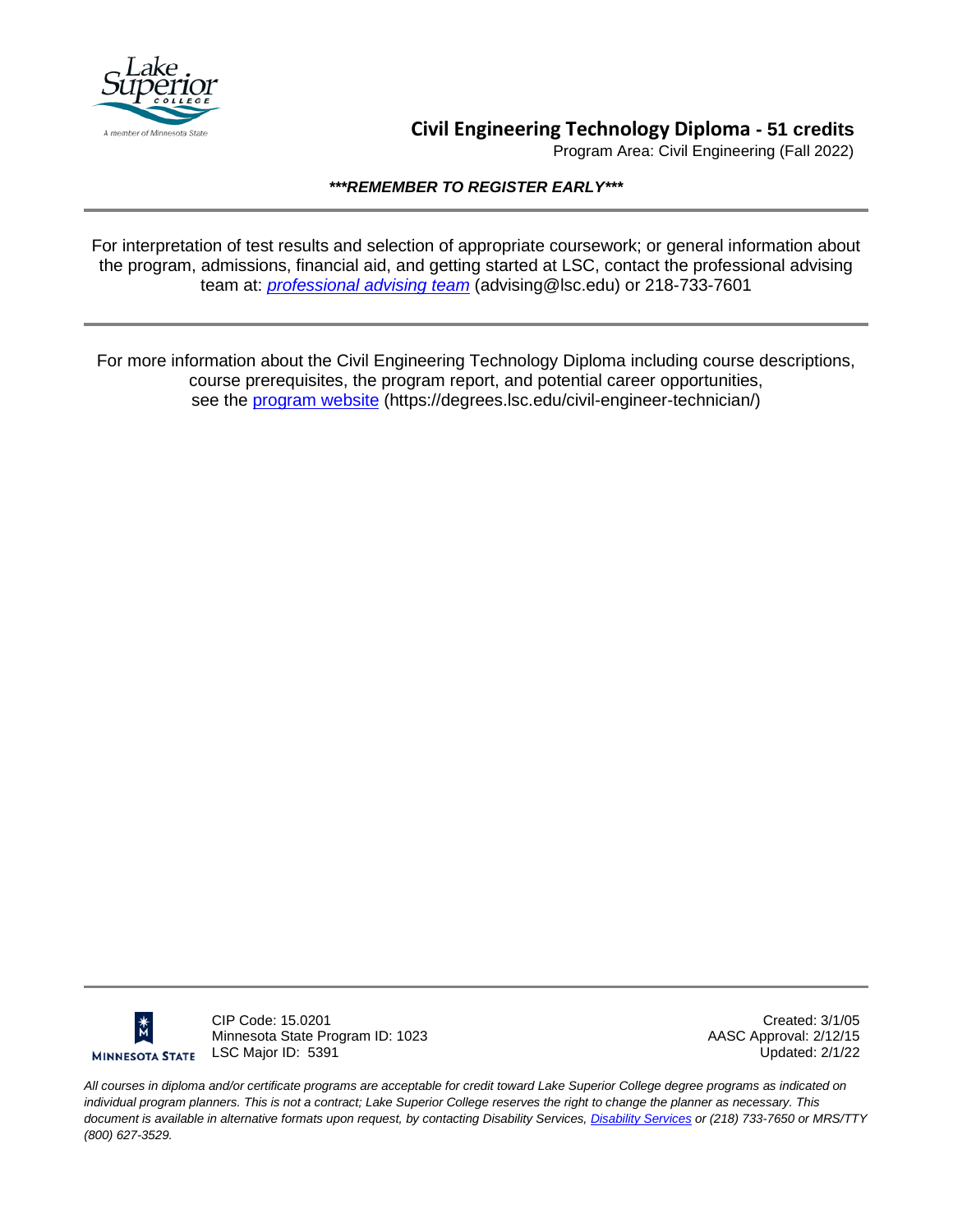## Civil Engineering Technology Diploma - 51 credits

Program Area: Civil Engineering (Fall 2022)

***\*\*\*REMEMBER TO REGISTER EARLY\*\*\****

---

For interpretation of test results and selection of appropriate coursework; or general information about the program, admissions, financial aid, and getting started at LSC, contact the professional advising team at: *professional advising team* (advising@lsc.edu) or 218-733-7601

---

For more information about the Civil Engineering Technology Diploma including course descriptions, course prerequisites, the program report, and potential career opportunities, see the program website (https://degrees.lsc.edu/civil-engineer-technician/)

---

CIP Code: 15.0201
Minnesota State Program ID: 1023
LSC Major ID: 5391

Created: 3/1/05
AASC Approval: 2/12/15
Updated: 2/1/22

*All courses in diploma and/or certificate programs are acceptable for credit toward Lake Superior College degree programs as indicated on individual program planners. This is not a contract; Lake Superior College reserves the right to change the planner as necessary. This document is available in alternative formats upon request, by contacting Disability Services, Disability Services or (218) 733-7650 or MRS/TTY (800) 627-3529.*